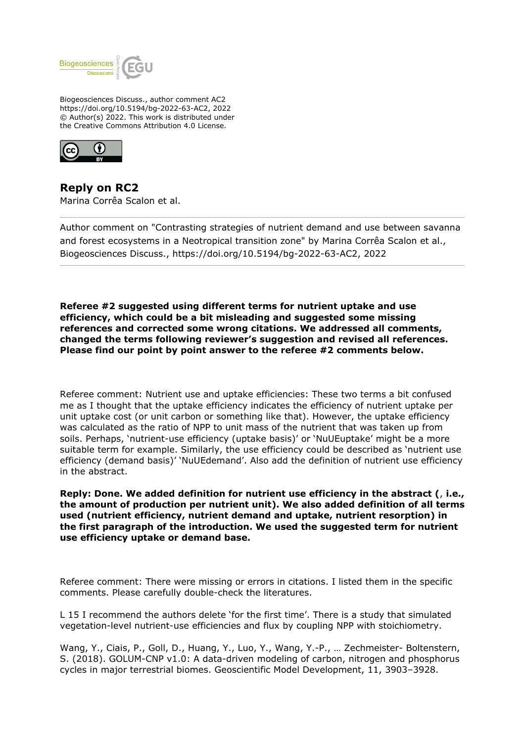Biogeosciences Discuss., author comment AC2
https://doi.org/10.5194/bg-2022-63-AC2, 2022
© Author(s) 2022. This work is distributed under
the Creative Commons Attribution 4.0 License.

# Reply on RC2

Marina Corrêa Scalon et al.

---

Author comment on "Contrasting strategies of nutrient demand and use between savanna and forest ecosystems in a Neotropical transition zone" by Marina Corrêa Scalon et al., Biogeosciences Discuss., https://doi.org/10.5194/bg-2022-63-AC2, 2022

---

**Referee #2 suggested using different terms for nutrient uptake and use efficiency, which could be a bit misleading and suggested some missing references and corrected some wrong citations. We addressed all comments, changed the terms following reviewer's suggestion and revised all references. Please find our point by point answer to the referee #2 comments below.**

Referee comment: Nutrient use and uptake efficiencies: These two terms a bit confused me as I thought that the uptake efficiency indicates the efficiency of nutrient uptake per unit uptake cost (or unit carbon or something like that). However, the uptake efficiency was calculated as the ratio of NPP to unit mass of the nutrient that was taken up from soils. Perhaps, 'nutrient-use efficiency (uptake basis)' or 'NuUEuptake' might be a more suitable term for example. Similarly, the use efficiency could be described as 'nutrient use efficiency (demand basis)' 'NuUEdemand'. Also add the definition of nutrient use efficiency in the abstract.

**Reply: Done. We added definition for nutrient use efficiency in the abstract (, i.e., the amount of production per nutrient unit). We also added definition of all terms used (nutrient efficiency, nutrient demand and uptake, nutrient resorption) in the first paragraph of the introduction. We used the suggested term for nutrient use efficiency uptake or demand base.**

Referee comment: There were missing or errors in citations. I listed them in the specific comments. Please carefully double-check the literatures.

L 15 I recommend the authors delete 'for the first time'. There is a study that simulated vegetation-level nutrient-use efficiencies and flux by coupling NPP with stoichiometry.

Wang, Y., Ciais, P., Goll, D., Huang, Y., Luo, Y., Wang, Y.-P., … Zechmeister- Boltenstern, S. (2018). GOLUM-CNP v1.0: A data-driven modeling of carbon, nitrogen and phosphorus cycles in major terrestrial biomes. Geoscientific Model Development, 11, 3903–3928.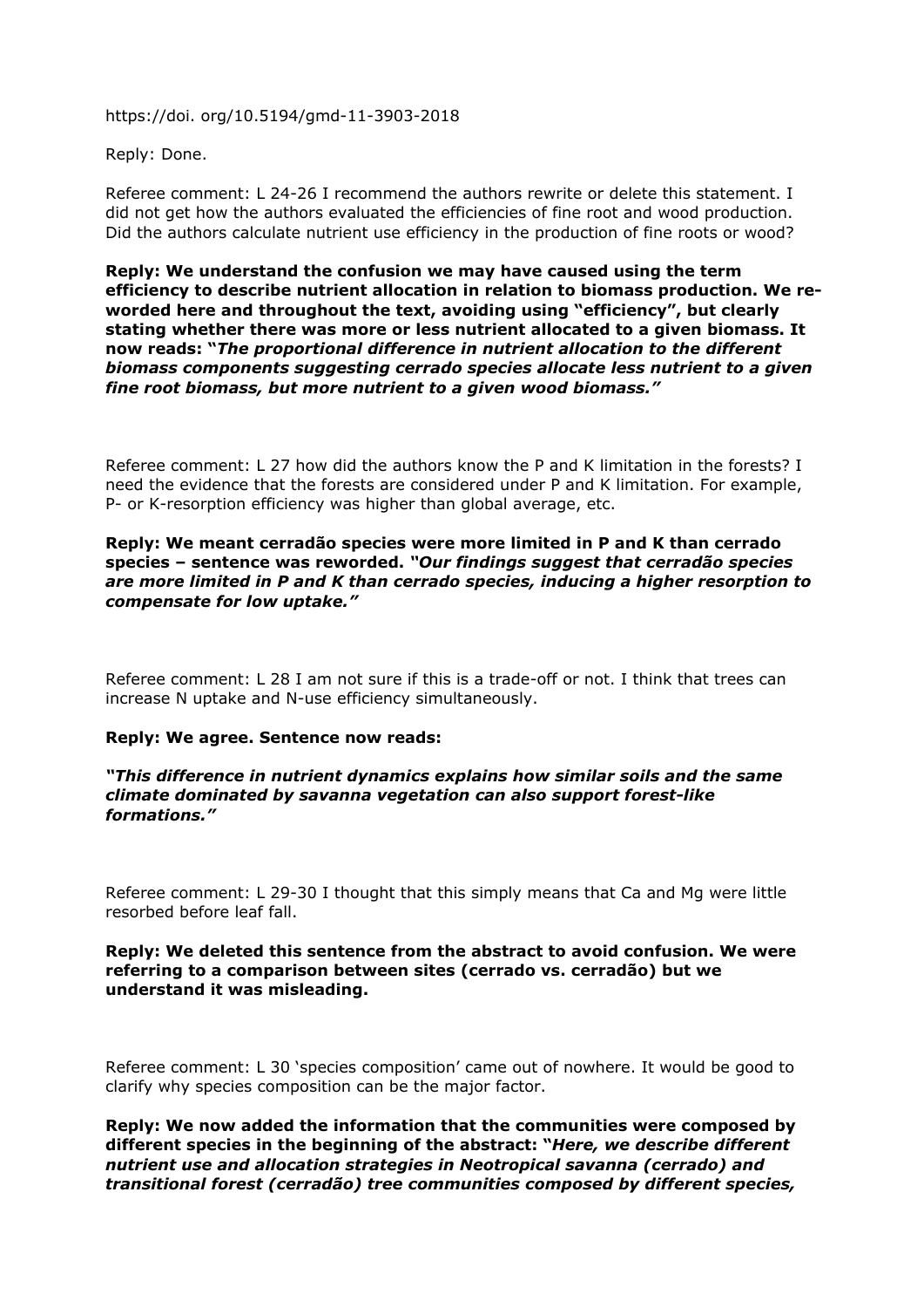https://doi. org/10.5194/gmd-11-3903-2018

Reply: Done.

Referee comment: L 24-26 I recommend the authors rewrite or delete this statement. I did not get how the authors evaluated the efficiencies of fine root and wood production. Did the authors calculate nutrient use efficiency in the production of fine roots or wood?

**Reply: We understand the confusion we may have caused using the term efficiency to describe nutrient allocation in relation to biomass production. We re-worded here and throughout the text, avoiding using "efficiency", but clearly stating whether there was more or less nutrient allocated to a given biomass. It now reads: "*The proportional difference in nutrient allocation to the different biomass components suggesting cerrado species allocate less nutrient to a given fine root biomass, but more nutrient to a given wood biomass.*"**

Referee comment: L 27 how did the authors know the P and K limitation in the forests? I need the evidence that the forests are considered under P and K limitation. For example, P- or K-resorption efficiency was higher than global average, etc.

**Reply: We meant cerradão species were more limited in P and K than cerrado species – sentence was reworded. *"Our findings suggest that cerradão species are more limited in P and K than cerrado species, inducing a higher resorption to compensate for low uptake."***

Referee comment: L 28 I am not sure if this is a trade-off or not. I think that trees can increase N uptake and N-use efficiency simultaneously.

**Reply: We agree. Sentence now reads:**

***"This difference in nutrient dynamics explains how similar soils and the same climate dominated by savanna vegetation can also support forest-like formations."***

Referee comment: L 29-30 I thought that this simply means that Ca and Mg were little resorbed before leaf fall.

**Reply: We deleted this sentence from the abstract to avoid confusion. We were referring to a comparison between sites (cerrado vs. cerradão) but we understand it was misleading.**

Referee comment: L 30 'species composition' came out of nowhere. It would be good to clarify why species composition can be the major factor.

**Reply: We now added the information that the communities were composed by different species in the beginning of the abstract: "*Here, we describe different nutrient use and allocation strategies in Neotropical savanna (cerrado) and transitional forest (cerradão) tree communities composed by different species,***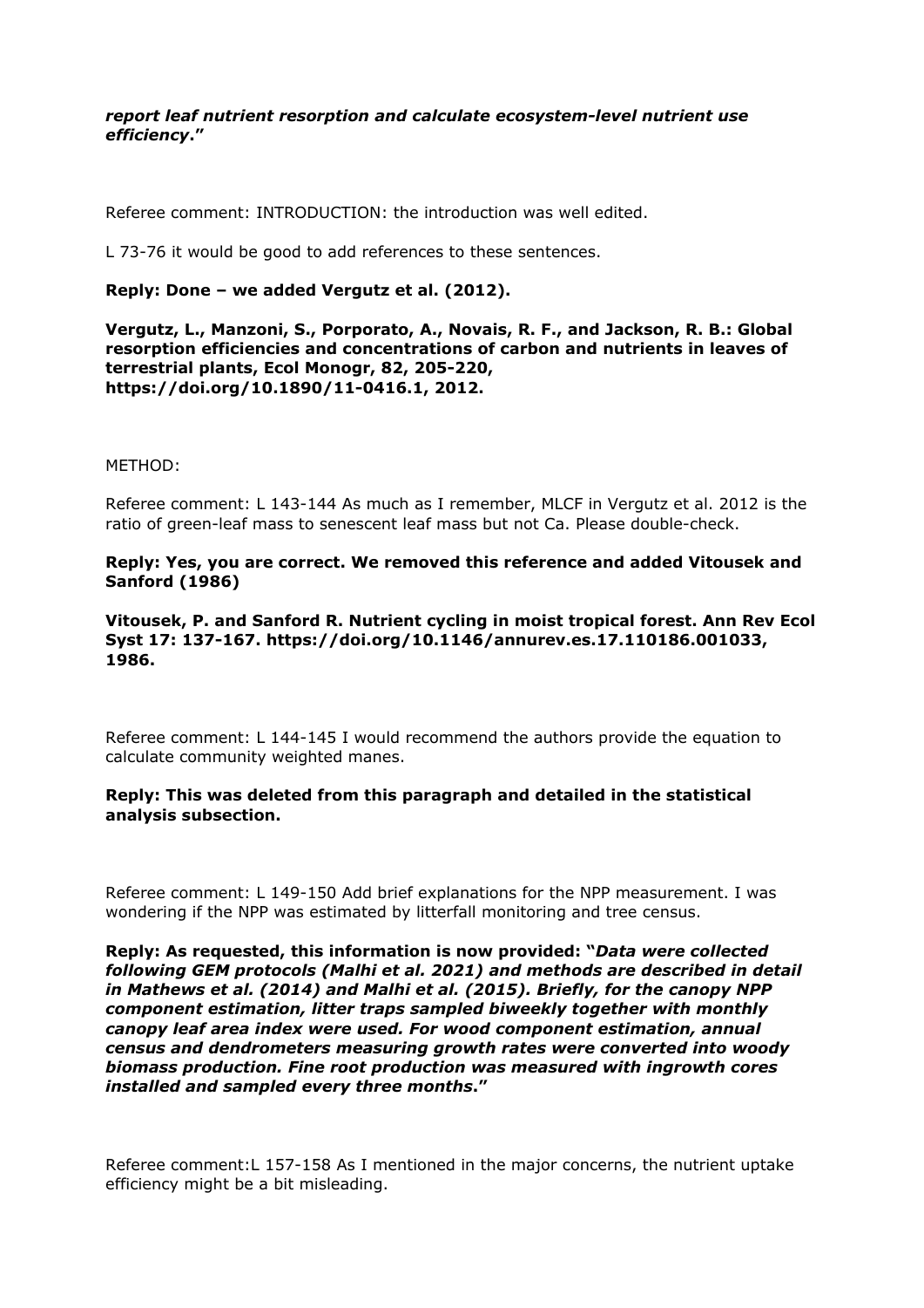***report leaf nutrient resorption and calculate ecosystem-level nutrient use efficiency*."**

Referee comment: INTRODUCTION: the introduction was well edited.

L 73-76 it would be good to add references to these sentences.

**Reply: Done – we added Vergutz et al. (2012).**

**Vergutz, L., Manzoni, S., Porporato, A., Novais, R. F., and Jackson, R. B.: Global resorption efficiencies and concentrations of carbon and nutrients in leaves of terrestrial plants, Ecol Monogr, 82, 205-220, https://doi.org/10.1890/11-0416.1, 2012.**

METHOD:

Referee comment: L 143-144 As much as I remember, MLCF in Vergutz et al. 2012 is the ratio of green-leaf mass to senescent leaf mass but not Ca. Please double-check.

**Reply: Yes, you are correct. We removed this reference and added Vitousek and Sanford (1986)**

**Vitousek, P. and Sanford R. Nutrient cycling in moist tropical forest. Ann Rev Ecol Syst 17: 137-167. https://doi.org/10.1146/annurev.es.17.110186.001033, 1986.**

Referee comment: L 144-145 I would recommend the authors provide the equation to calculate community weighted manes.

**Reply: This was deleted from this paragraph and detailed in the statistical analysis subsection.**

Referee comment: L 149-150 Add brief explanations for the NPP measurement. I was wondering if the NPP was estimated by litterfall monitoring and tree census.

**Reply: As requested, this information is now provided: "*Data were collected following GEM protocols (Malhi et al. 2021) and methods are described in detail in Mathews et al. (2014) and Malhi et al. (2015). Briefly, for the canopy NPP component estimation, litter traps sampled biweekly together with monthly canopy leaf area index were used. For wood component estimation, annual census and dendrometers measuring growth rates were converted into woody biomass production. Fine root production was measured with ingrowth cores installed and sampled every three months*."**

Referee comment:L 157-158 As I mentioned in the major concerns, the nutrient uptake efficiency might be a bit misleading.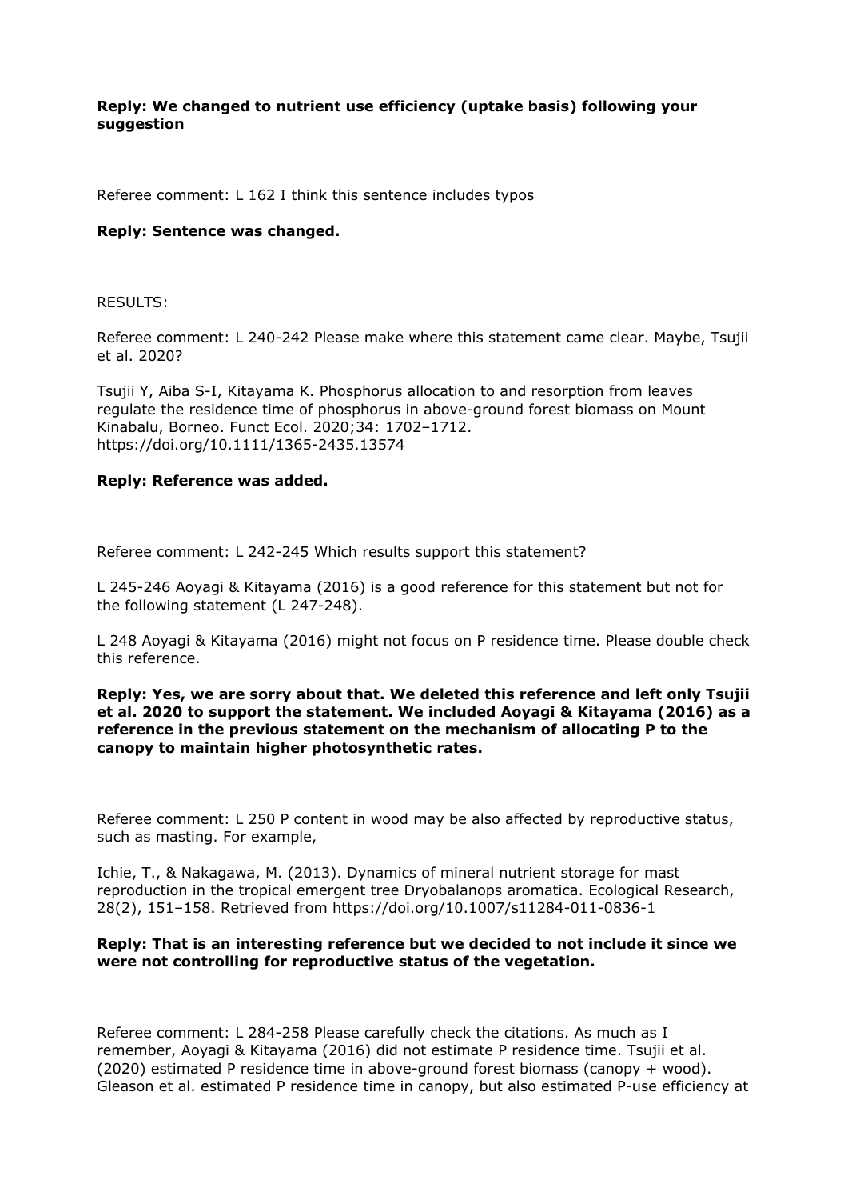**Reply: We changed to nutrient use efficiency (uptake basis) following your suggestion**

Referee comment: L 162 I think this sentence includes typos

**Reply: Sentence was changed.**

RESULTS:

Referee comment: L 240-242 Please make where this statement came clear. Maybe, Tsujii et al. 2020?

Tsujii Y, Aiba S-I, Kitayama K. Phosphorus allocation to and resorption from leaves regulate the residence time of phosphorus in above-ground forest biomass on Mount Kinabalu, Borneo. Funct Ecol. 2020;34: 1702–1712. https://doi.org/10.1111/1365-2435.13574

**Reply: Reference was added.**

Referee comment: L 242-245 Which results support this statement?

L 245-246 Aoyagi & Kitayama (2016) is a good reference for this statement but not for the following statement (L 247-248).

L 248 Aoyagi & Kitayama (2016) might not focus on P residence time. Please double check this reference.

**Reply: Yes, we are sorry about that. We deleted this reference and left only Tsujii et al. 2020 to support the statement. We included Aoyagi & Kitayama (2016) as a reference in the previous statement on the mechanism of allocating P to the canopy to maintain higher photosynthetic rates.**

Referee comment: L 250 P content in wood may be also affected by reproductive status, such as masting. For example,

Ichie, T., & Nakagawa, M. (2013). Dynamics of mineral nutrient storage for mast reproduction in the tropical emergent tree Dryobalanops aromatica. Ecological Research, 28(2), 151–158. Retrieved from https://doi.org/10.1007/s11284-011-0836-1

**Reply: That is an interesting reference but we decided to not include it since we were not controlling for reproductive status of the vegetation.**

Referee comment: L 284-258 Please carefully check the citations. As much as I remember, Aoyagi & Kitayama (2016) did not estimate P residence time. Tsujii et al. (2020) estimated P residence time in above-ground forest biomass (canopy + wood). Gleason et al. estimated P residence time in canopy, but also estimated P-use efficiency at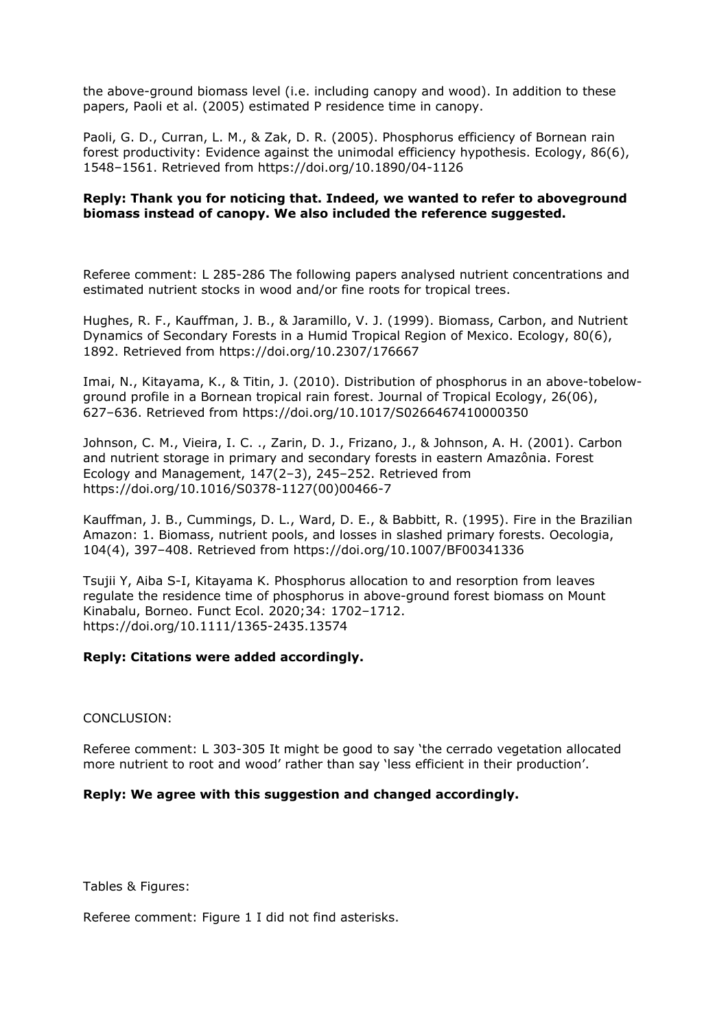the above-ground biomass level (i.e. including canopy and wood). In addition to these papers, Paoli et al. (2005) estimated P residence time in canopy.

Paoli, G. D., Curran, L. M., & Zak, D. R. (2005). Phosphorus efficiency of Bornean rain forest productivity: Evidence against the unimodal efficiency hypothesis. Ecology, 86(6), 1548–1561. Retrieved from https://doi.org/10.1890/04-1126

**Reply: Thank you for noticing that. Indeed, we wanted to refer to aboveground biomass instead of canopy. We also included the reference suggested.**

Referee comment: L 285-286 The following papers analysed nutrient concentrations and estimated nutrient stocks in wood and/or fine roots for tropical trees.

Hughes, R. F., Kauffman, J. B., & Jaramillo, V. J. (1999). Biomass, Carbon, and Nutrient Dynamics of Secondary Forests in a Humid Tropical Region of Mexico. Ecology, 80(6), 1892. Retrieved from https://doi.org/10.2307/176667

Imai, N., Kitayama, K., & Titin, J. (2010). Distribution of phosphorus in an above-tobelow-ground profile in a Bornean tropical rain forest. Journal of Tropical Ecology, 26(06), 627–636. Retrieved from https://doi.org/10.1017/S0266467410000350

Johnson, C. M., Vieira, I. C. ., Zarin, D. J., Frizano, J., & Johnson, A. H. (2001). Carbon and nutrient storage in primary and secondary forests in eastern Amazônia. Forest Ecology and Management, 147(2–3), 245–252. Retrieved from https://doi.org/10.1016/S0378-1127(00)00466-7

Kauffman, J. B., Cummings, D. L., Ward, D. E., & Babbitt, R. (1995). Fire in the Brazilian Amazon: 1. Biomass, nutrient pools, and losses in slashed primary forests. Oecologia, 104(4), 397–408. Retrieved from https://doi.org/10.1007/BF00341336

Tsujii Y, Aiba S-I, Kitayama K. Phosphorus allocation to and resorption from leaves regulate the residence time of phosphorus in above-ground forest biomass on Mount Kinabalu, Borneo. Funct Ecol. 2020;34: 1702–1712. https://doi.org/10.1111/1365-2435.13574

**Reply: Citations were added accordingly.**

CONCLUSION:

Referee comment: L 303-305 It might be good to say 'the cerrado vegetation allocated more nutrient to root and wood' rather than say 'less efficient in their production'.

**Reply: We agree with this suggestion and changed accordingly.**

Tables & Figures:

Referee comment: Figure 1 I did not find asterisks.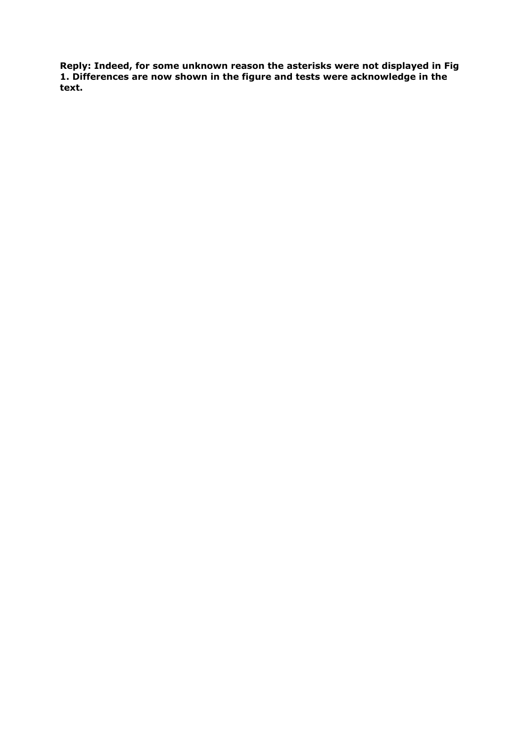**Reply: Indeed, for some unknown reason the asterisks were not displayed in Fig 1. Differences are now shown in the figure and tests were acknowledge in the text.**